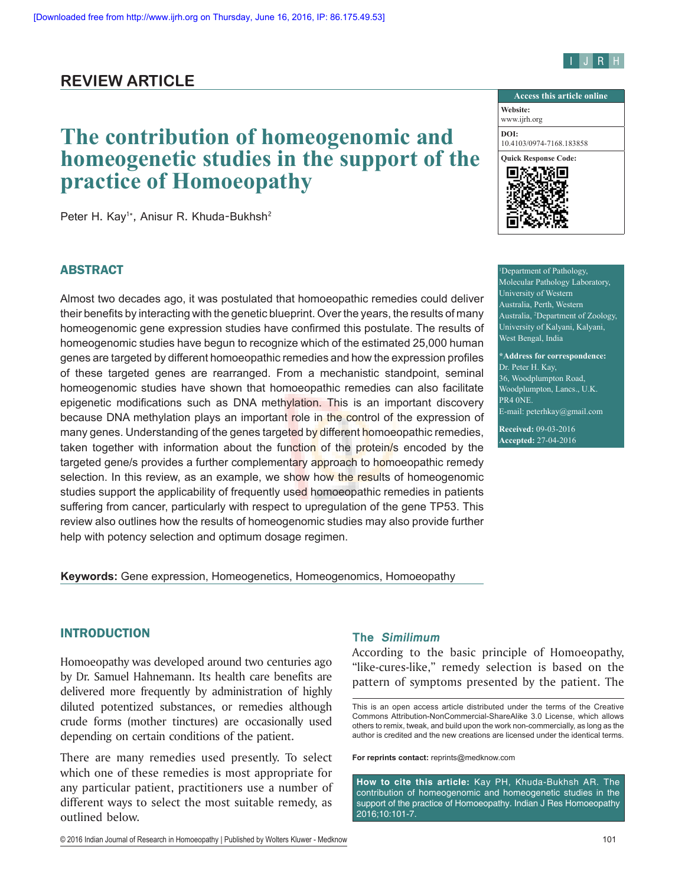REVIEW ARTICLE

# The contribution of homeogenomic and homeogenetic studies in the support of the practice of Homoeopathy

Peter H. Kay[1*], Anisur R. Khuda-Bukhsh[2]

[1]Department of Pathology, Molecular Pathology Laboratory, University of Western Australia, Perth, Western Australia, [2]Department of Zoology, University of Kalyani, Kalyani, West Bengal, India

**\*Address for correspondence:** Dr. Peter H. Kay, 36, Woodplumpton Road, Woodplumpton, Lancs., U.K. PR4 0NE. E-mail: peterhkay@gmail.com

**Received:** 09-03-2016
**Accepted:** 27-04-2016

**Access this article online**
Website: www.ijrh.org
DOI: 10.4103/0974-7168.183858

## ABSTRACT

Almost two decades ago, it was postulated that homoeopathic remedies could deliver their benefits by interacting with the genetic blueprint. Over the years, the results of many homeogenomic gene expression studies have confirmed this postulate. The results of homeogenomic studies have begun to recognize which of the estimated 25,000 human genes are targeted by different homoeopathic remedies and how the expression profiles of these targeted genes are rearranged. From a mechanistic standpoint, seminal homeogenomic studies have shown that homoeopathic remedies can also facilitate epigenetic modifications such as DNA methylation. This is an important discovery because DNA methylation plays an important role in the control of the expression of many genes. Understanding of the genes targeted by different homoeopathic remedies, taken together with information about the function of the protein/s encoded by the targeted gene/s provides a further complementary approach to homoeopathic remedy selection. In this review, as an example, we show how the results of homeogenomic studies support the applicability of frequently used homoeopathic remedies in patients suffering from cancer, particularly with respect to upregulation of the gene TP53. This review also outlines how the results of homeogenomic studies may also provide further help with potency selection and optimum dosage regimen.

**Keywords:** Gene expression, Homeogenetics, Homeogenomics, Homoeopathy

## INTRODUCTION

Homoeopathy was developed around two centuries ago by Dr. Samuel Hahnemann. Its health care benefits are delivered more frequently by administration of highly diluted potentized substances, or remedies although crude forms (mother tinctures) are occasionally used depending on certain conditions of the patient.

There are many remedies used presently. To select which one of these remedies is most appropriate for any particular patient, practitioners use a number of different ways to select the most suitable remedy, as outlined below.

### The *Similimum*

According to the basic principle of Homoeopathy, "like-cures-like," remedy selection is based on the pattern of symptoms presented by the patient. The

This is an open access article distributed under the terms of the Creative Commons Attribution-NonCommercial-ShareAlike 3.0 License, which allows others to remix, tweak, and build upon the work non-commercially, as long as the author is credited and the new creations are licensed under the identical terms.

**For reprints contact:** reprints@medknow.com

**How to cite this article:** Kay PH, Khuda-Bukhsh AR. The contribution of homeogenomic and homeogenetic studies in the support of the practice of Homoeopathy. Indian J Res Homoeopathy 2016;10:101-7.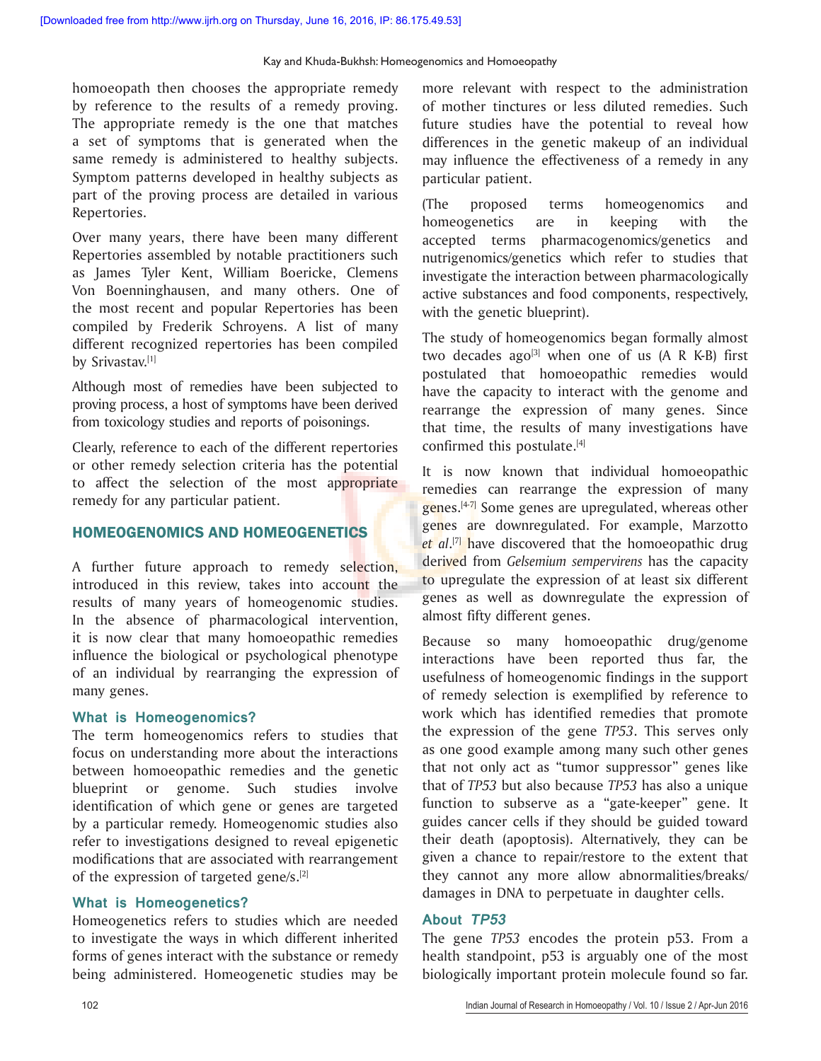homoeopath then chooses the appropriate remedy by reference to the results of a remedy proving. The appropriate remedy is the one that matches a set of symptoms that is generated when the same remedy is administered to healthy subjects. Symptom patterns developed in healthy subjects as part of the proving process are detailed in various Repertories.

Over many years, there have been many different Repertories assembled by notable practitioners such as James Tyler Kent, William Boericke, Clemens Von Boenninghausen, and many others. One of the most recent and popular Repertories has been compiled by Frederik Schroyens. A list of many different recognized repertories has been compiled by Srivastav.[1]

Although most of remedies have been subjected to proving process, a host of symptoms have been derived from toxicology studies and reports of poisonings.

Clearly, reference to each of the different repertories or other remedy selection criteria has the potential to affect the selection of the most appropriate remedy for any particular patient.

## HOMEOGENOMICS AND HOMEOGENETICS

A further future approach to remedy selection, introduced in this review, takes into account the results of many years of homeogenomic studies. In the absence of pharmacological intervention, it is now clear that many homoeopathic remedies influence the biological or psychological phenotype of an individual by rearranging the expression of many genes.

### What is Homeogenomics?

The term homeogenomics refers to studies that focus on understanding more about the interactions between homoeopathic remedies and the genetic blueprint or genome. Such studies involve identification of which gene or genes are targeted by a particular remedy. Homeogenomic studies also refer to investigations designed to reveal epigenetic modifications that are associated with rearrangement of the expression of targeted gene/s.[2]

### What is Homeogenetics?

Homeogenetics refers to studies which are needed to investigate the ways in which different inherited forms of genes interact with the substance or remedy being administered. Homeogenetic studies may be more relevant with respect to the administration of mother tinctures or less diluted remedies. Such future studies have the potential to reveal how differences in the genetic makeup of an individual may influence the effectiveness of a remedy in any particular patient.

(The proposed terms homeogenomics and homeogenetics are in keeping with the accepted terms pharmacogenomics/genetics and nutrigenomics/genetics which refer to studies that investigate the interaction between pharmacologically active substances and food components, respectively, with the genetic blueprint).

The study of homeogenomics began formally almost two decades ago[3] when one of us (A R K-B) first postulated that homoeopathic remedies would have the capacity to interact with the genome and rearrange the expression of many genes. Since that time, the results of many investigations have confirmed this postulate.[4]

It is now known that individual homoeopathic remedies can rearrange the expression of many genes.[4-7] Some genes are upregulated, whereas other genes are downregulated. For example, Marzotto *et al*.[7] have discovered that the homoeopathic drug derived from *Gelsemium sempervirens* has the capacity to upregulate the expression of at least six different genes as well as downregulate the expression of almost fifty different genes.

Because so many homoeopathic drug/genome interactions have been reported thus far, the usefulness of homeogenomic findings in the support of remedy selection is exemplified by reference to work which has identified remedies that promote the expression of the gene *TP53*. This serves only as one good example among many such other genes that not only act as "tumor suppressor" genes like that of *TP53* but also because *TP53* has also a unique function to subserve as a "gate-keeper" gene. It guides cancer cells if they should be guided toward their death (apoptosis). Alternatively, they can be given a chance to repair/restore to the extent that they cannot any more allow abnormalities/breaks/damages in DNA to perpetuate in daughter cells.

### About *TP53*

The gene *TP53* encodes the protein p53. From a health standpoint, p53 is arguably one of the most biologically important protein molecule found so far.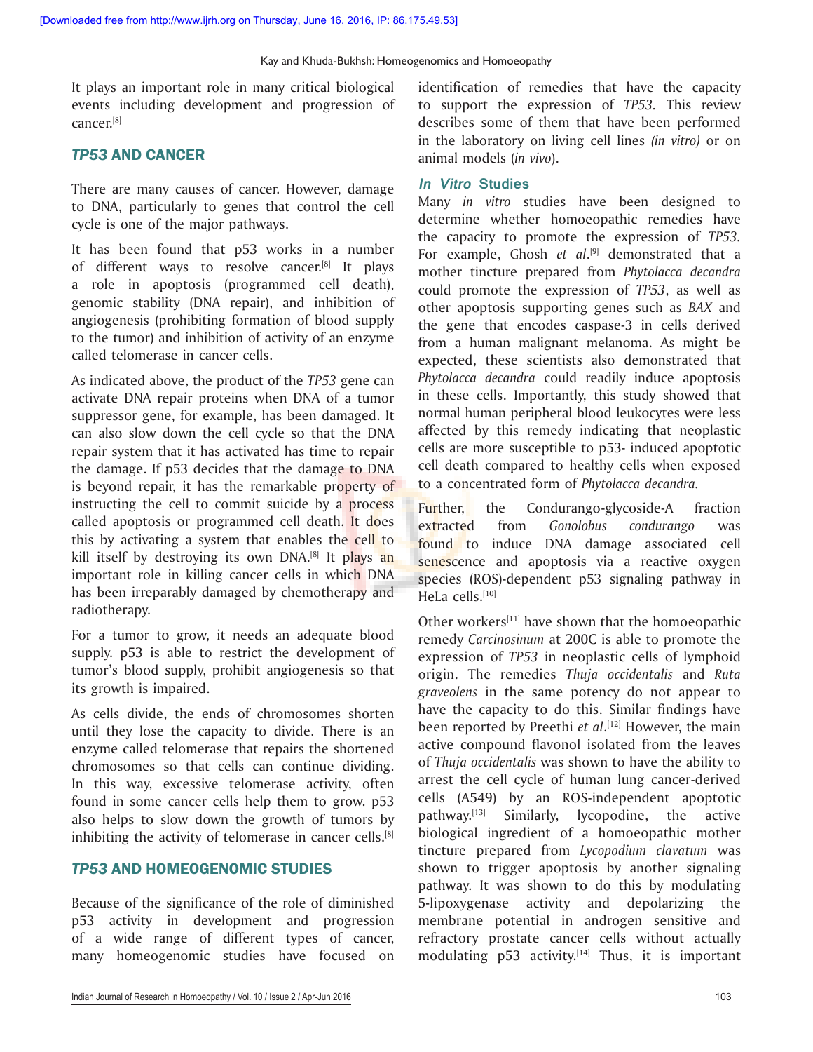It plays an important role in many critical biological events including development and progression of cancer.[8]

## *TP53* AND CANCER

There are many causes of cancer. However, damage to DNA, particularly to genes that control the cell cycle is one of the major pathways.

It has been found that p53 works in a number of different ways to resolve cancer.[8] It plays a role in apoptosis (programmed cell death), genomic stability (DNA repair), and inhibition of angiogenesis (prohibiting formation of blood supply to the tumor) and inhibition of activity of an enzyme called telomerase in cancer cells.

As indicated above, the product of the *TP53* gene can activate DNA repair proteins when DNA of a tumor suppressor gene, for example, has been damaged. It can also slow down the cell cycle so that the DNA repair system that it has activated has time to repair the damage. If p53 decides that the damage to DNA is beyond repair, it has the remarkable property of instructing the cell to commit suicide by a process called apoptosis or programmed cell death. It does this by activating a system that enables the cell to kill itself by destroying its own DNA.[8] It plays an important role in killing cancer cells in which DNA has been irreparably damaged by chemotherapy and radiotherapy.

For a tumor to grow, it needs an adequate blood supply. p53 is able to restrict the development of tumor's blood supply, prohibit angiogenesis so that its growth is impaired.

As cells divide, the ends of chromosomes shorten until they lose the capacity to divide. There is an enzyme called telomerase that repairs the shortened chromosomes so that cells can continue dividing. In this way, excessive telomerase activity, often found in some cancer cells help them to grow. p53 also helps to slow down the growth of tumors by inhibiting the activity of telomerase in cancer cells.[8]

## *TP53* AND HOMEOGENOMIC STUDIES

Because of the significance of the role of diminished p53 activity in development and progression of a wide range of different types of cancer, many homeogenomic studies have focused on identification of remedies that have the capacity to support the expression of *TP53*. This review describes some of them that have been performed in the laboratory on living cell lines *(in vitro)* or on animal models (*in vivo*).

### *In Vitro* Studies

Many *in vitro* studies have been designed to determine whether homoeopathic remedies have the capacity to promote the expression of *TP53*. For example, Ghosh *et al*.[9] demonstrated that a mother tincture prepared from *Phytolacca decandra* could promote the expression of *TP53*, as well as other apoptosis supporting genes such as *BAX* and the gene that encodes caspase-3 in cells derived from a human malignant melanoma. As might be expected, these scientists also demonstrated that *Phytolacca decandra* could readily induce apoptosis in these cells. Importantly, this study showed that normal human peripheral blood leukocytes were less affected by this remedy indicating that neoplastic cells are more susceptible to p53- induced apoptotic cell death compared to healthy cells when exposed to a concentrated form of *Phytolacca decandra*.

Further, the Condurango-glycoside-A fraction extracted from *Gonolobus condurango* was found to induce DNA damage associated cell senescence and apoptosis via a reactive oxygen species (ROS)-dependent p53 signaling pathway in HeLa cells.[10]

Other workers[11] have shown that the homoeopathic remedy *Carcinosinum* at 200C is able to promote the expression of *TP53* in neoplastic cells of lymphoid origin. The remedies *Thuja occidentalis* and *Ruta graveolens* in the same potency do not appear to have the capacity to do this. Similar findings have been reported by Preethi *et al*.[12] However, the main active compound flavonol isolated from the leaves of *Thuja occidentalis* was shown to have the ability to arrest the cell cycle of human lung cancer-derived cells (A549) by an ROS-independent apoptotic pathway.[13] Similarly, lycopodine, the active biological ingredient of a homoeopathic mother tincture prepared from *Lycopodium clavatum* was shown to trigger apoptosis by another signaling pathway. It was shown to do this by modulating 5-lipoxygenase activity and depolarizing the membrane potential in androgen sensitive and refractory prostate cancer cells without actually modulating p53 activity.[14] Thus, it is important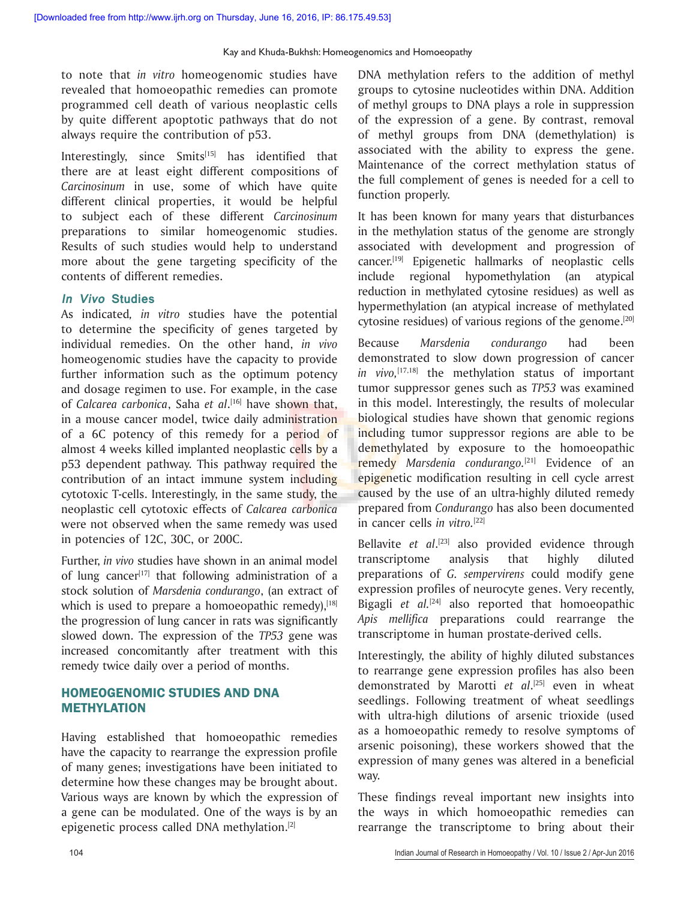to note that *in vitro* homeogenomic studies have revealed that homoeopathic remedies can promote programmed cell death of various neoplastic cells by quite different apoptotic pathways that do not always require the contribution of p53.

Interestingly, since Smits[15] has identified that there are at least eight different compositions of *Carcinosinum* in use, some of which have quite different clinical properties, it would be helpful to subject each of these different *Carcinosinum* preparations to similar homeogenomic studies. Results of such studies would help to understand more about the gene targeting specificity of the contents of different remedies.

### *In Vivo* Studies

As indicated, *in vitro* studies have the potential to determine the specificity of genes targeted by individual remedies. On the other hand, *in vivo* homeogenomic studies have the capacity to provide further information such as the optimum potency and dosage regimen to use. For example, in the case of *Calcarea carbonica*, Saha *et al*.[16] have shown that, in a mouse cancer model, twice daily administration of a 6C potency of this remedy for a period of almost 4 weeks killed implanted neoplastic cells by a p53 dependent pathway. This pathway required the contribution of an intact immune system including cytotoxic T-cells. Interestingly, in the same study, the neoplastic cell cytotoxic effects of *Calcarea carbonica* were not observed when the same remedy was used in potencies of 12C, 30C, or 200C.

Further, *in vivo* studies have shown in an animal model of lung cancer[17] that following administration of a stock solution of *Marsdenia condurango*, (an extract of which is used to prepare a homoeopathic remedy),[18] the progression of lung cancer in rats was significantly slowed down. The expression of the *TP53* gene was increased concomitantly after treatment with this remedy twice daily over a period of months.

## HOMEOGENOMIC STUDIES AND DNA METHYLATION

Having established that homoeopathic remedies have the capacity to rearrange the expression profile of many genes; investigations have been initiated to determine how these changes may be brought about. Various ways are known by which the expression of a gene can be modulated. One of the ways is by an epigenetic process called DNA methylation.[2]

DNA methylation refers to the addition of methyl groups to cytosine nucleotides within DNA. Addition of methyl groups to DNA plays a role in suppression of the expression of a gene. By contrast, removal of methyl groups from DNA (demethylation) is associated with the ability to express the gene. Maintenance of the correct methylation status of the full complement of genes is needed for a cell to function properly.

It has been known for many years that disturbances in the methylation status of the genome are strongly associated with development and progression of cancer.[19] Epigenetic hallmarks of neoplastic cells include regional hypomethylation (an atypical reduction in methylated cytosine residues) as well as hypermethylation (an atypical increase of methylated cytosine residues) of various regions of the genome.[20]

Because *Marsdenia condurango* had been demonstrated to slow down progression of cancer *in vivo*,[17,18] the methylation status of important tumor suppressor genes such as *TP53* was examined in this model. Interestingly, the results of molecular biological studies have shown that genomic regions including tumor suppressor regions are able to be demethylated by exposure to the homoeopathic remedy *Marsdenia condurango*.[21] Evidence of an epigenetic modification resulting in cell cycle arrest caused by the use of an ultra-highly diluted remedy prepared from *Condurango* has also been documented in cancer cells *in vitro*.[22]

Bellavite *et al*.[23] also provided evidence through transcriptome analysis that highly diluted preparations of *G. sempervirens* could modify gene expression profiles of neurocyte genes. Very recently, Bigagli *et al.*[24] also reported that homoeopathic *Apis mellifica* preparations could rearrange the transcriptome in human prostate-derived cells.

Interestingly, the ability of highly diluted substances to rearrange gene expression profiles has also been demonstrated by Marotti *et al*.[25] even in wheat seedlings. Following treatment of wheat seedlings with ultra-high dilutions of arsenic trioxide (used as a homoeopathic remedy to resolve symptoms of arsenic poisoning), these workers showed that the expression of many genes was altered in a beneficial way.

These findings reveal important new insights into the ways in which homoeopathic remedies can rearrange the transcriptome to bring about their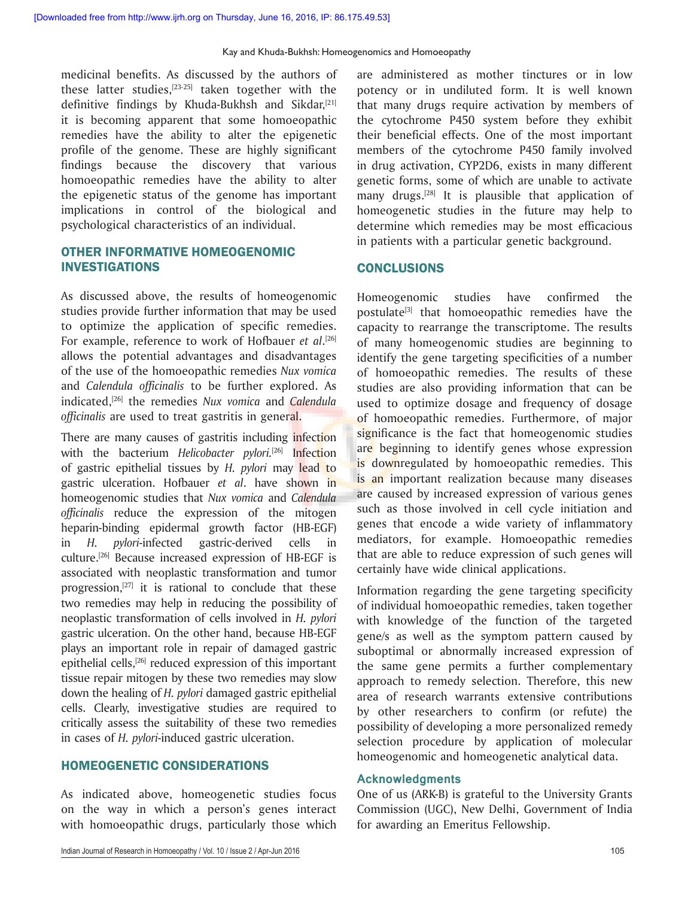medicinal benefits. As discussed by the authors of these latter studies,[23-25] taken together with the definitive findings by Khuda-Bukhsh and Sikdar,[21] it is becoming apparent that some homoeopathic remedies have the ability to alter the epigenetic profile of the genome. These are highly significant findings because the discovery that various homoeopathic remedies have the ability to alter the epigenetic status of the genome has important implications in control of the biological and psychological characteristics of an individual.

## OTHER INFORMATIVE HOMEOGENOMIC INVESTIGATIONS

As discussed above, the results of homeogenomic studies provide further information that may be used to optimize the application of specific remedies. For example, reference to work of Hofbauer *et al*.[26] allows the potential advantages and disadvantages of the use of the homoeopathic remedies *Nux vomica* and *Calendula officinalis* to be further explored. As indicated,[26] the remedies *Nux vomica* and *Calendula officinalis* are used to treat gastritis in general.

There are many causes of gastritis including infection with the bacterium *Helicobacter pylori*.[26] Infection of gastric epithelial tissues by *H. pylori* may lead to gastric ulceration. Hofbauer *et al*. have shown in homeogenomic studies that *Nux vomica* and *Calendula officinalis* reduce the expression of the mitogen heparin-binding epidermal growth factor (HB-EGF) in *H. pylori*-infected gastric-derived cells in culture.[26] Because increased expression of HB-EGF is associated with neoplastic transformation and tumor progression,[27] it is rational to conclude that these two remedies may help in reducing the possibility of neoplastic transformation of cells involved in *H. pylori* gastric ulceration. On the other hand, because HB-EGF plays an important role in repair of damaged gastric epithelial cells,[26] reduced expression of this important tissue repair mitogen by these two remedies may slow down the healing of *H. pylori* damaged gastric epithelial cells. Clearly, investigative studies are required to critically assess the suitability of these two remedies in cases of *H. pylori*-induced gastric ulceration.

## HOMEOGENETIC CONSIDERATIONS

As indicated above, homeogenetic studies focus on the way in which a person's genes interact with homoeopathic drugs, particularly those which are administered as mother tinctures or in low potency or in undiluted form. It is well known that many drugs require activation by members of the cytochrome P450 system before they exhibit their beneficial effects. One of the most important members of the cytochrome P450 family involved in drug activation, CYP2D6, exists in many different genetic forms, some of which are unable to activate many drugs.[28] It is plausible that application of homeogenetic studies in the future may help to determine which remedies may be most efficacious in patients with a particular genetic background.

## CONCLUSIONS

Homeogenomic studies have confirmed the postulate[3] that homoeopathic remedies have the capacity to rearrange the transcriptome. The results of many homeogenomic studies are beginning to identify the gene targeting specificities of a number of homoeopathic remedies. The results of these studies are also providing information that can be used to optimize dosage and frequency of dosage of homoeopathic remedies. Furthermore, of major significance is the fact that homeogenomic studies are beginning to identify genes whose expression is downregulated by homoeopathic remedies. This is an important realization because many diseases are caused by increased expression of various genes such as those involved in cell cycle initiation and genes that encode a wide variety of inflammatory mediators, for example. Homoeopathic remedies that are able to reduce expression of such genes will certainly have wide clinical applications.

Information regarding the gene targeting specificity of individual homoeopathic remedies, taken together with knowledge of the function of the targeted gene/s as well as the symptom pattern caused by suboptimal or abnormally increased expression of the same gene permits a further complementary approach to remedy selection. Therefore, this new area of research warrants extensive contributions by other researchers to confirm (or refute) the possibility of developing a more personalized remedy selection procedure by application of molecular homeogenomic and homeogenetic analytical data.

### Acknowledgments

One of us (ARK-B) is grateful to the University Grants Commission (UGC), New Delhi, Government of India for awarding an Emeritus Fellowship.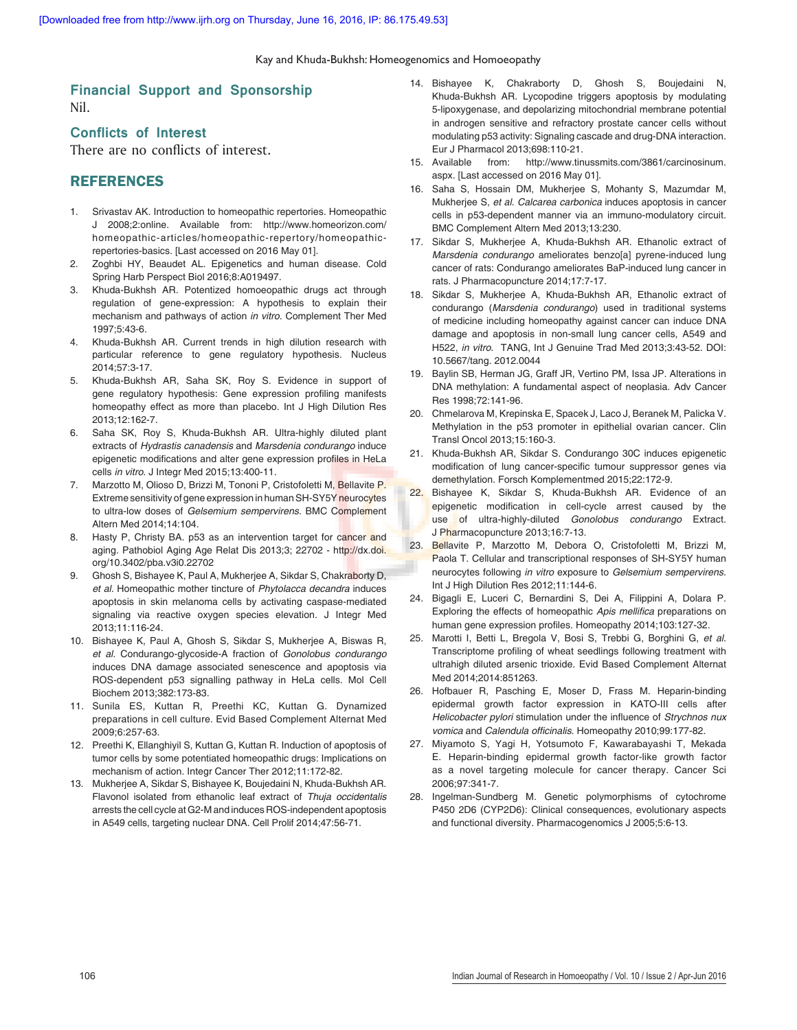## Financial Support and Sponsorship

Nil.

## Conflicts of Interest

There are no conflicts of interest.

## REFERENCES

1. Srivastav AK. Introduction to homeopathic repertories. Homeopathic J 2008;2:online. Available from: http://www.homeorizon.com/homeopathic-articles/homeopathic-repertory/homeopathic-repertories-basics. [Last accessed on 2016 May 01].
2. Zoghbi HY, Beaudet AL. Epigenetics and human disease. Cold Spring Harb Perspect Biol 2016;8:A019497.
3. Khuda-Bukhsh AR. Potentized homoeopathic drugs act through regulation of gene-expression: A hypothesis to explain their mechanism and pathways of action *in vitro*. Complement Ther Med 1997;5:43-6.
4. Khuda-Bukhsh AR. Current trends in high dilution research with particular reference to gene regulatory hypothesis. Nucleus 2014;57:3-17.
5. Khuda-Bukhsh AR, Saha SK, Roy S. Evidence in support of gene regulatory hypothesis: Gene expression profiling manifests homeopathy effect as more than placebo. Int J High Dilution Res 2013;12:162-7.
6. Saha SK, Roy S, Khuda-Bukhsh AR. Ultra-highly diluted plant extracts of *Hydrastis canadensis* and *Marsdenia condurango* induce epigenetic modifications and alter gene expression profiles in HeLa cells *in vitro*. J Integr Med 2015;13:400-11.
7. Marzotto M, Olioso D, Brizzi M, Tononi P, Cristofoletti M, Bellavite P. Extreme sensitivity of gene expression in human SH-SY5Y neurocytes to ultra-low doses of *Gelsemium sempervirens*. BMC Complement Altern Med 2014;14:104.
8. Hasty P, Christy BA. p53 as an intervention target for cancer and aging. Pathobiol Aging Age Relat Dis 2013;3; 22702 - http://dx.doi.org/10.3402/pba.v3i0.22702
9. Ghosh S, Bishayee K, Paul A, Mukherjee A, Sikdar S, Chakraborty D, *et al*. Homeopathic mother tincture of *Phytolacca decandra* induces apoptosis in skin melanoma cells by activating caspase-mediated signaling via reactive oxygen species elevation. J Integr Med 2013;11:116-24.
10. Bishayee K, Paul A, Ghosh S, Sikdar S, Mukherjee A, Biswas R, *et al*. Condurango-glycoside-A fraction of *Gonolobus condurango* induces DNA damage associated senescence and apoptosis via ROS-dependent p53 signalling pathway in HeLa cells. Mol Cell Biochem 2013;382:173-83.
11. Sunila ES, Kuttan R, Preethi KC, Kuttan G. Dynamized preparations in cell culture. Evid Based Complement Alternat Med 2009;6:257-63.
12. Preethi K, Ellanghiyil S, Kuttan G, Kuttan R. Induction of apoptosis of tumor cells by some potentiated homeopathic drugs: Implications on mechanism of action. Integr Cancer Ther 2012;11:172-82.
13. Mukherjee A, Sikdar S, Bishayee K, Boujedaini N, Khuda-Bukhsh AR. Flavonol isolated from ethanolic leaf extract of *Thuja occidentalis* arrests the cell cycle at G2-M and induces ROS-independent apoptosis in A549 cells, targeting nuclear DNA. Cell Prolif 2014;47:56-71.
14. Bishayee K, Chakraborty D, Ghosh S, Boujedaini N, Khuda-Bukhsh AR. Lycopodine triggers apoptosis by modulating 5-lipoxygenase, and depolarizing mitochondrial membrane potential in androgen sensitive and refractory prostate cancer cells without modulating p53 activity: Signaling cascade and drug-DNA interaction. Eur J Pharmacol 2013;698:110-21.
15. Available from: http://www.tinussmits.com/3861/carcinosinum.aspx. [Last accessed on 2016 May 01].
16. Saha S, Hossain DM, Mukherjee S, Mohanty S, Mazumdar M, Mukherjee S, *et al*. *Calcarea carbonica* induces apoptosis in cancer cells in p53-dependent manner via an immuno-modulatory circuit. BMC Complement Altern Med 2013;13:230.
17. Sikdar S, Mukherjee A, Khuda-Bukhsh AR. Ethanolic extract of *Marsdenia condurango* ameliorates benzo[a] pyrene-induced lung cancer of rats: Condurango ameliorates BaP-induced lung cancer in rats. J Pharmacopuncture 2014;17:7-17.
18. Sikdar S, Mukherjee A, Khuda-Bukhsh AR. Ethanolic extract of condurango (*Marsdenia condurango*) used in traditional systems of medicine including homeopathy against cancer can induce DNA damage and apoptosis in non-small lung cancer cells, A549 and H522, *in vitro*. TANG, Int J Genuine Trad Med 2013;3:43-52. DOI: 10.5667/tang. 2012.0044
19. Baylin SB, Herman JG, Graff JR, Vertino PM, Issa JP. Alterations in DNA methylation: A fundamental aspect of neoplasia. Adv Cancer Res 1998;72:141-96.
20. Chmelarova M, Krepinska E, Spacek J, Laco J, Beranek M, Palicka V. Methylation in the p53 promoter in epithelial ovarian cancer. Clin Transl Oncol 2013;15:160-3.
21. Khuda-Bukhsh AR, Sikdar S. Condurango 30C induces epigenetic modification of lung cancer-specific tumour suppressor genes via demethylation. Forsch Komplementmed 2015;22:172-9.
22. Bishayee K, Sikdar S, Khuda-Bukhsh AR. Evidence of an epigenetic modification in cell-cycle arrest caused by the use of ultra-highly-diluted *Gonolobus condurango* Extract. J Pharmacopuncture 2013;16:7-13.
23. Bellavite P, Marzotto M, Debora O, Cristofoletti M, Brizzi M, Paola T. Cellular and transcriptional responses of SH-SY5Y human neurocytes following *in vitro* exposure to *Gelsemium sempervirens*. Int J High Dilution Res 2012;11:144-6.
24. Bigagli E, Luceri C, Bernardini S, Dei A, Filippini A, Dolara P. Exploring the effects of homeopathic *Apis mellifica* preparations on human gene expression profiles. Homeopathy 2014;103:127-32.
25. Marotti I, Betti L, Bregola V, Bosi S, Trebbi G, Borghini G, *et al*. Transcriptome profiling of wheat seedlings following treatment with ultrahigh diluted arsenic trioxide. Evid Based Complement Alternat Med 2014;2014:851263.
26. Hofbauer R, Pasching E, Moser D, Frass M. Heparin-binding epidermal growth factor expression in KATO-III cells after *Helicobacter pylori* stimulation under the influence of *Strychnos nux vomica* and *Calendula officinalis*. Homeopathy 2010;99:177-82.
27. Miyamoto S, Yagi H, Yotsumoto F, Kawarabayashi T, Mekada E. Heparin-binding epidermal growth factor-like growth factor as a novel targeting molecule for cancer therapy. Cancer Sci 2006;97:341-7.
28. Ingelman-Sundberg M. Genetic polymorphisms of cytochrome P450 2D6 (CYP2D6): Clinical consequences, evolutionary aspects and functional diversity. Pharmacogenomics J 2005;5:6-13.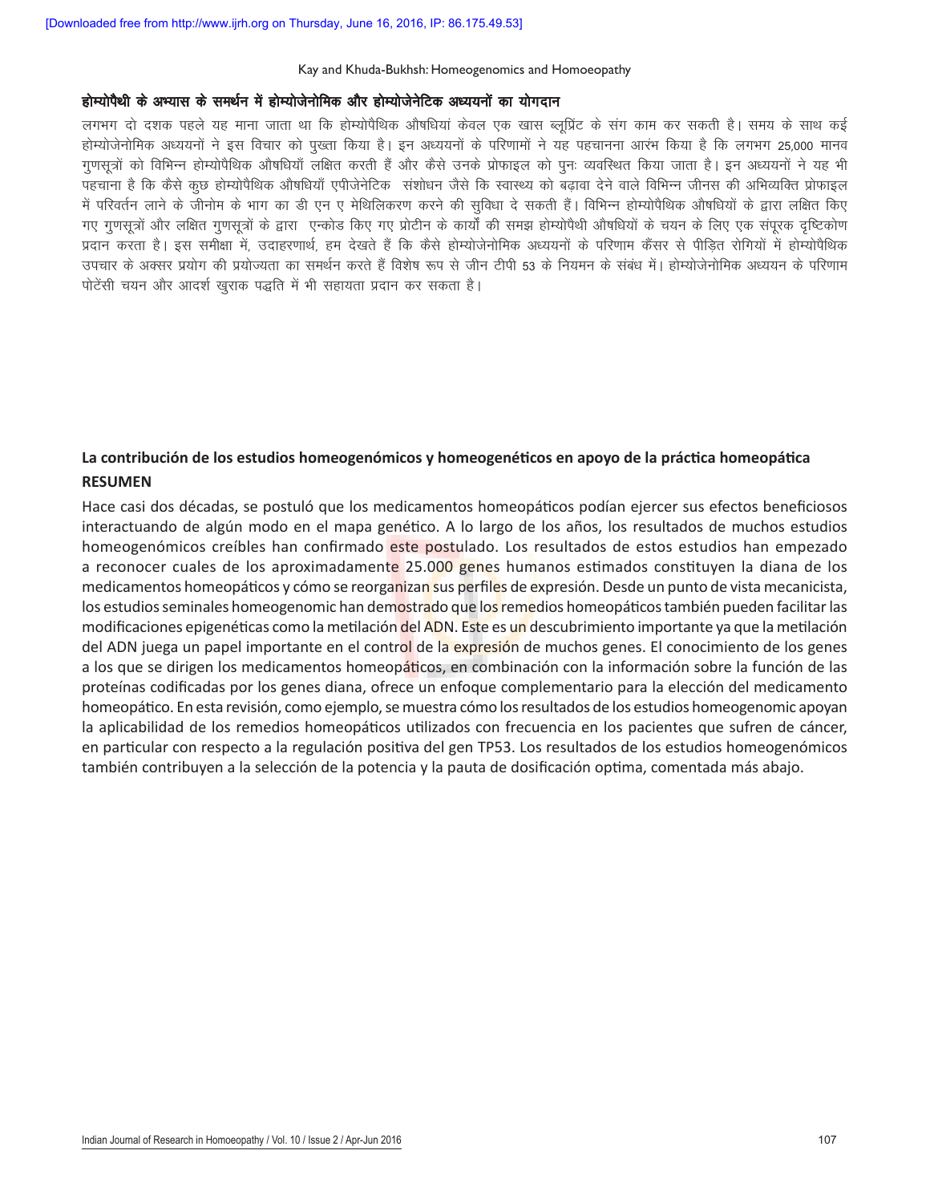## होम्योपैथी के अभ्यास के समर्थन में होम्योजेनोमिक और होम्योजेनेटिक अध्ययनों का योगदान

लगभग दो दशक पहले यह माना जाता था कि होम्योपैथिक औषधियां केवल एक खास ब्लूप्रिंट के संग काम कर सकती है। समय के साथ कई होम्योजेनोमिक अध्ययनों ने इस विचार को पुख्ता किया है। इन अध्ययनों के परिणामों ने यह पहचानना आरंभ किया है कि लगभग 25,000 मानव गुणसूत्रों को विभिन्न होम्योपैथिक औषधियाँ लक्षित करती हैं और कैसे उनके प्रोफाइल को पुनः व्यवस्थित किया जाता है। इन अध्ययनों ने यह भी पहचाना है कि कैसे कुछ होम्योपैथिक औषधियाँ एपीजेनेटिक संशोधन जैसे कि स्वास्थ्य को बढ़ावा देने वाले विभिन्न जीनस की अभिव्यक्ति प्रोफाइल में परिवर्तन लाने के जीनोम के भाग का डी एन ए मेथिलिकरण करने की सुविधा दे सकती हैं। विभिन्न होम्योपैथिक औषधियों के द्वारा लक्षित किए गए गुणसूत्रों और लक्षित गुणसूत्रों के द्वारा एन्कोड किए गए प्रोटीन के कार्यों की समझ होम्योपैथी औषधियों के चयन के लिए एक संपूरक दृष्टिकोण प्रदान करता है। इस समीक्षा में, उदाहरणार्थ, हम देखते हैं कि कैसे होम्योजेनोमिक अध्ययनों के परिणाम कैंसर से पीड़ित रोगियों में होम्योपैथिक उपचार के अक्सर प्रयोग की प्रयोज्यता का समर्थन करते हैं विशेष रूप से जीन टीपी 53 के नियमन के संबंध में। होम्योजेनोमिक अध्ययन के परिणाम पोटेंसी चयन और आदर्श खुराक पद्धति में भी सहायता प्रदान कर सकता है।

## La contribución de los estudios homeogenómicos y homeogenéticos en apoyo de la práctica homeopática

**RESUMEN**

Hace casi dos décadas, se postuló que los medicamentos homeopáticos podían ejercer sus efectos beneficiosos interactuando de algún modo en el mapa genético. A lo largo de los años, los resultados de muchos estudios homeogenómicos creíbles han confirmado este postulado. Los resultados de estos estudios han empezado a reconocer cuales de los aproximadamente 25.000 genes humanos estimados constituyen la diana de los medicamentos homeopáticos y cómo se reorganizan sus perfiles de expresión. Desde un punto de vista mecanicista, los estudios seminales homeogenomic han demostrado que los remedios homeopáticos también pueden facilitar las modificaciones epigenéticas como la metilación del ADN. Este es un descubrimiento importante ya que la metilación del ADN juega un papel importante en el control de la expresión de muchos genes. El conocimiento de los genes a los que se dirigen los medicamentos homeopáticos, en combinación con la información sobre la función de las proteínas codificadas por los genes diana, ofrece un enfoque complementario para la elección del medicamento homeopático. En esta revisión, como ejemplo, se muestra cómo los resultados de los estudios homeogenomic apoyan la aplicabilidad de los remedios homeopáticos utilizados con frecuencia en los pacientes que sufren de cáncer, en particular con respecto a la regulación positiva del gen TP53. Los resultados de los estudios homeogenómicos también contribuyen a la selección de la potencia y la pauta de dosificación optima, comentada más abajo.